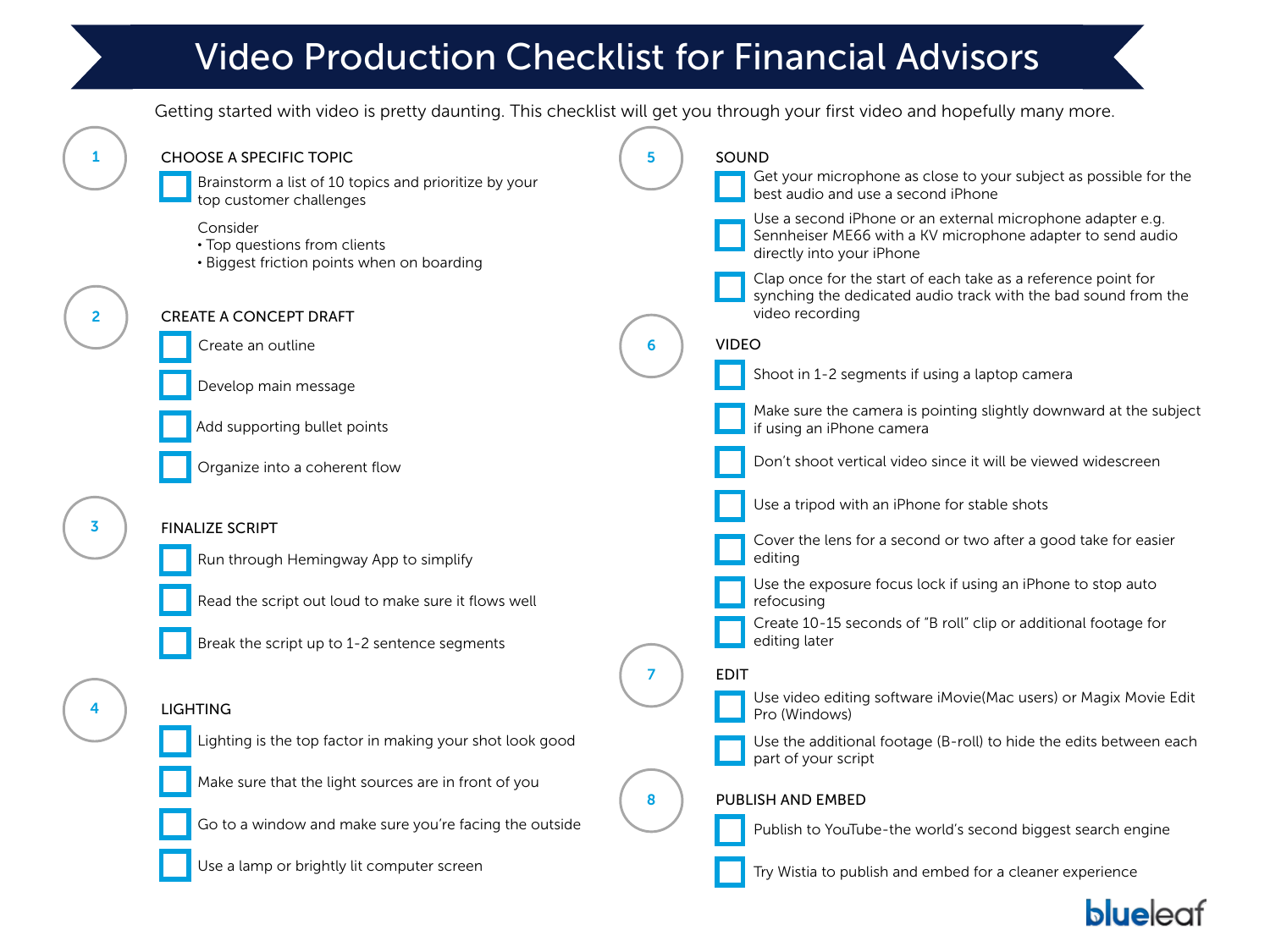# Video Production Checklist for Financial Advisors

Getting started with video is pretty daunting. This checklist will get you through your first video and hopefully many more.

## 1 CHOOSE A SPECIFIC TOPIC

- [ ] Brainstorm a list of 10 topics and prioritize by your top customer challenges

  Consider
  - Top questions from clients
  - Biggest friction points when on boarding

## 2 CREATE A CONCEPT DRAFT

- [ ] Create an outline
- [ ] Develop main message
- [ ] Add supporting bullet points
- [ ] Organize into a coherent flow

## 3 FINALIZE SCRIPT

- [ ] Run through Hemingway App to simplify
- [ ] Read the script out loud to make sure it flows well
- [ ] Break the script up to 1-2 sentence segments

## 4 LIGHTING

- [ ] Lighting is the top factor in making your shot look good
- [ ] Make sure that the light sources are in front of you
- [ ] Go to a window and make sure you're facing the outside
- [ ] Use a lamp or brightly lit computer screen

## 5 SOUND

- [ ] Get your microphone as close to your subject as possible for the best audio and use a second iPhone
- [ ] Use a second iPhone or an external microphone adapter e.g. Sennheiser ME66 with a KV microphone adapter to send audio directly into your iPhone
- [ ] Clap once for the start of each take as a reference point for synching the dedicated audio track with the bad sound from the video recording

## 6 VIDEO

- [ ] Shoot in 1-2 segments if using a laptop camera
- [ ] Make sure the camera is pointing slightly downward at the subject if using an iPhone camera
- [ ] Don't shoot vertical video since it will be viewed widescreen
- [ ] Use a tripod with an iPhone for stable shots
- [ ] Cover the lens for a second or two after a good take for easier editing
- [ ] Use the exposure focus lock if using an iPhone to stop auto refocusing
- [ ] Create 10-15 seconds of "B roll" clip or additional footage for editing later

## 7 EDIT

- [ ] Use video editing software iMovie(Mac users) or Magix Movie Edit Pro (Windows)
- [ ] Use the additional footage (B-roll) to hide the edits between each part of your script

## 8 PUBLISH AND EMBED

- [ ] Publish to YouTube-the world's second biggest search engine
- [ ] Try Wistia to publish and embed for a cleaner experience

blueleaf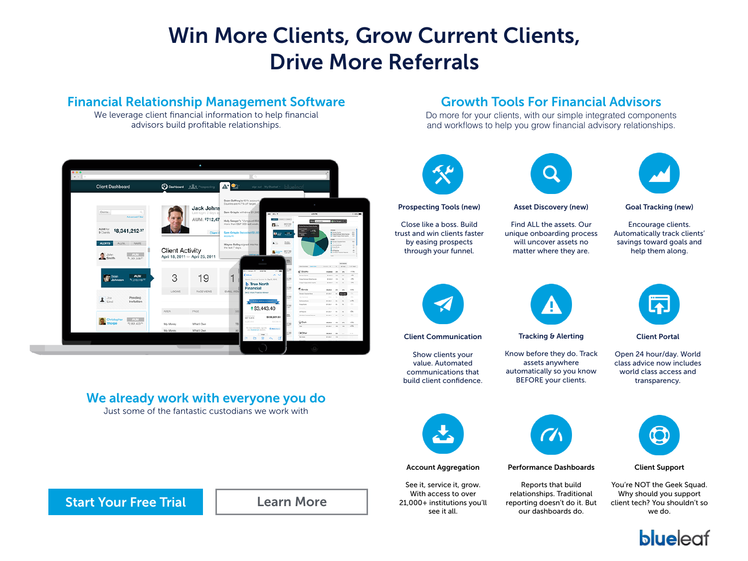# Win More Clients, Grow Current Clients, Drive More Referrals

## Financial Relationship Management Software

We leverage client financial information to help financial advisors build profitable relationships.

## We already work with everyone you do

Just some of the fantastic custodians we work with

Start Your Free Trial

Learn More

## Growth Tools For Financial Advisors

Do more for your clients, with our simple integrated components and workflows to help you grow financial advisory relationships.

### Prospecting Tools (new)

Close like a boss. Build trust and win clients faster by easing prospects through your funnel.

### Asset Discovery (new)

Find ALL the assets. Our unique onboarding process will uncover assets no matter where they are.

### Goal Tracking (new)

Encourage clients. Automatically track clients' savings toward goals and help them along.

### Client Communication

Show clients your value. Automated communications that build client confidence.

### Tracking & Alerting

Know before they do. Track assets anywhere automatically so you know BEFORE your clients.

### Client Portal

Open 24 hour/day. World class advice now includes world class access and transparency.

### Account Aggregation

See it, service it, grow. With access to over 21,000+ institutions you'll see it all.

### Performance Dashboards

Reports that build relationships. Traditional reporting doesn't do it. But our dashboards do.

### Client Support

You're NOT the Geek Squad. Why should you support client tech? You shouldn't so we do.

blueleaf